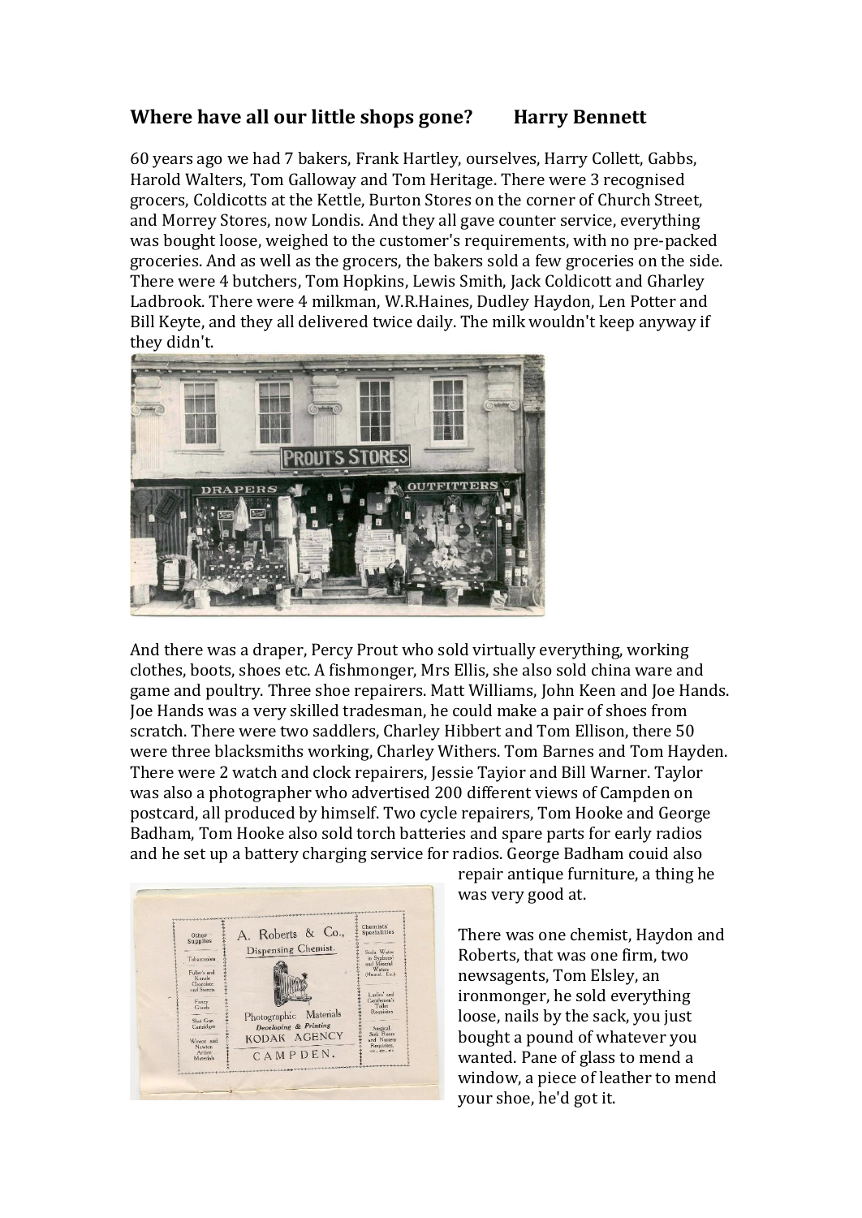# Where have all our little shops gone?     Harry Bennett

60 years ago we had 7 bakers, Frank Hartley, ourselves, Harry Collett, Gabbs, Harold Walters, Tom Galloway and Tom Heritage. There were 3 recognised grocers, Coldicotts at the Kettle, Burton Stores on the corner of Church Street, and Morrey Stores, now Londis. And they all gave counter service, everything was bought loose, weighed to the customer's requirements, with no pre-packed groceries. And as well as the grocers, the bakers sold a few groceries on the side. There were 4 butchers, Tom Hopkins, Lewis Smith, Jack Coldicott and Gharley Ladbrook. There were 4 milkman, W.R.Haines, Dudley Haydon, Len Potter and Bill Keyte, and they all delivered twice daily. The milk wouldn't keep anyway if they didn't.

And there was a draper, Percy Prout who sold virtually everything, working clothes, boots, shoes etc. A fishmonger, Mrs Ellis, she also sold china ware and game and poultry. Three shoe repairers. Matt Williams, John Keen and Joe Hands. Joe Hands was a very skilled tradesman, he could make a pair of shoes from scratch. There were two saddlers, Charley Hibbert and Tom Ellison, there 50 were three blacksmiths working, Charley Withers. Tom Barnes and Tom Hayden. There were 2 watch and clock repairers, Jessie Tayior and Bill Warner. Taylor was also a photographer who advertised 200 different views of Campden on postcard, all produced by himself. Two cycle repairers, Tom Hooke and George Badham, Tom Hooke also sold torch batteries and spare parts for early radios and he set up a battery charging service for radios. George Badham couid also repair antique furniture, a thing he was very good at.

There was one chemist, Haydon and Roberts, that was one firm, two newsagents, Tom Elsley, an ironmonger, he sold everything loose, nails by the sack, you just bought a pound of whatever you wanted. Pane of glass to mend a window, a piece of leather to mend your shoe, he'd got it.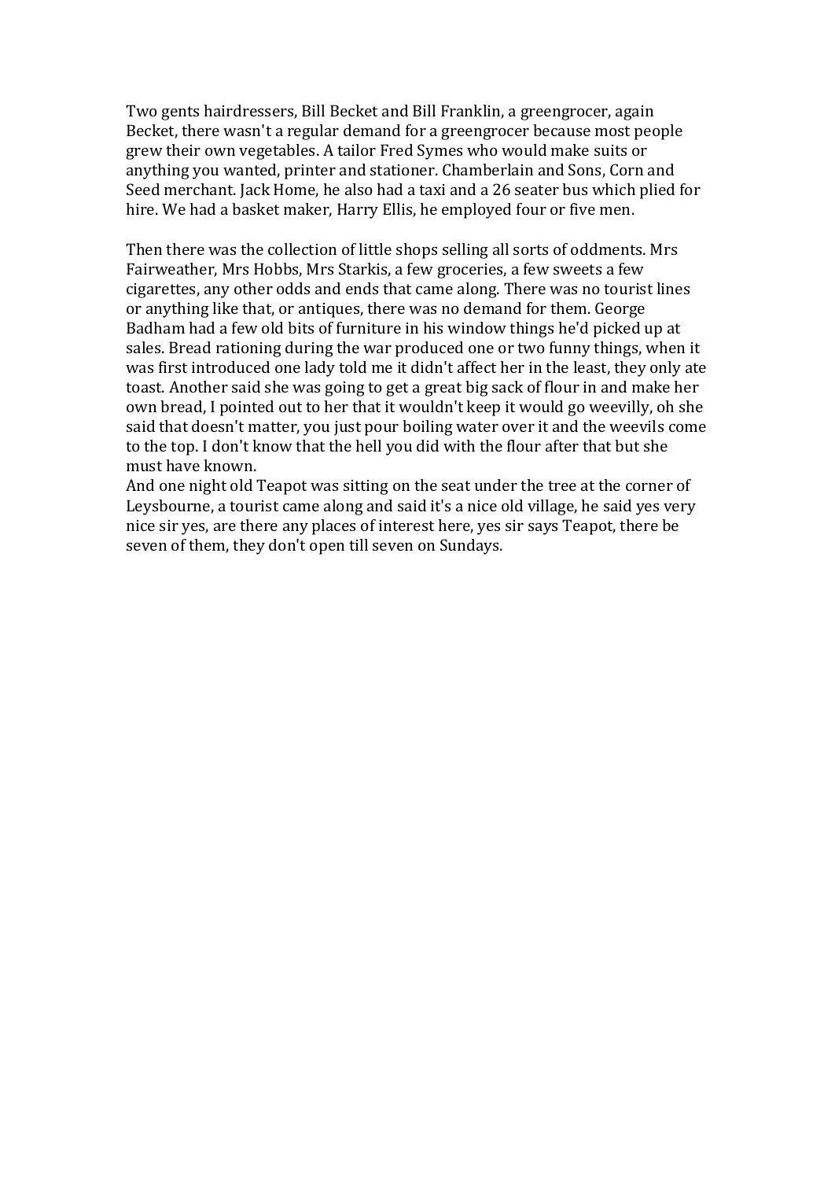Two gents hairdressers, Bill Becket and Bill Franklin, a greengrocer, again Becket, there wasn't a regular demand for a greengrocer because most people grew their own vegetables. A tailor Fred Symes who would make suits or anything you wanted, printer and stationer. Chamberlain and Sons, Corn and Seed merchant. Jack Home, he also had a taxi and a 26 seater bus which plied for hire. We had a basket maker, Harry Ellis, he employed four or five men.

Then there was the collection of little shops selling all sorts of oddments. Mrs Fairweather, Mrs Hobbs, Mrs Starkis, a few groceries, a few sweets a few cigarettes, any other odds and ends that came along. There was no tourist lines or anything like that, or antiques, there was no demand for them. George Badham had a few old bits of furniture in his window things he'd picked up at sales. Bread rationing during the war produced one or two funny things, when it was first introduced one lady told me it didn't affect her in the least, they only ate toast. Another said she was going to get a great big sack of flour in and make her own bread, I pointed out to her that it wouldn't keep it would go weevilly, oh she said that doesn't matter, you just pour boiling water over it and the weevils come to the top. I don't know that the hell you did with the flour after that but she must have known.
And one night old Teapot was sitting on the seat under the tree at the corner of Leysbourne, a tourist came along and said it's a nice old village, he said yes very nice sir yes, are there any places of interest here, yes sir says Teapot, there be seven of them, they don't open till seven on Sundays.